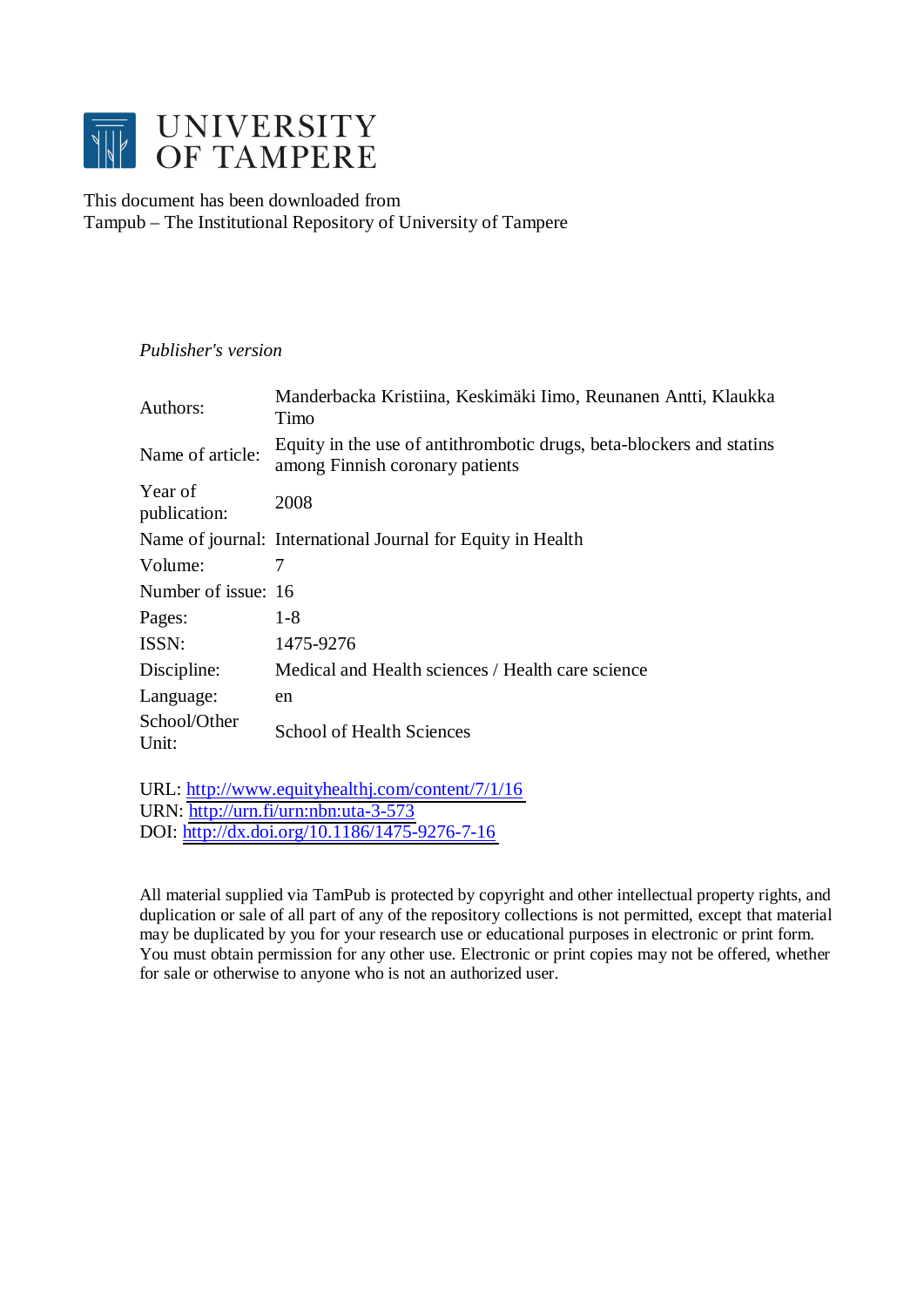# UNIVERSITY OF TAMPERE

This document has been downloaded from
Tampub – The Institutional Repository of University of Tampere

*Publisher's version*

| | |
|---|---|
| Authors: | Manderbacka Kristiina, Keskimäki Iimo, Reunanen Antti, Klaukka Timo |
| Name of article: | Equity in the use of antithrombotic drugs, beta-blockers and statins among Finnish coronary patients |
| Year of publication: | 2008 |
| Name of journal: | International Journal for Equity in Health |
| Volume: | 7 |
| Number of issue: | 16 |
| Pages: | 1-8 |
| ISSN: | 1475-9276 |
| Discipline: | Medical and Health sciences / Health care science |
| Language: | en |
| School/Other Unit: | School of Health Sciences |

URL: http://www.equityhealthj.com/content/7/1/16
URN: http://urn.fi/urn:nbn:uta-3-573
DOI: http://dx.doi.org/10.1186/1475-9276-7-16

All material supplied via TamPub is protected by copyright and other intellectual property rights, and duplication or sale of all part of any of the repository collections is not permitted, except that material may be duplicated by you for your research use or educational purposes in electronic or print form. You must obtain permission for any other use. Electronic or print copies may not be offered, whether for sale or otherwise to anyone who is not an authorized user.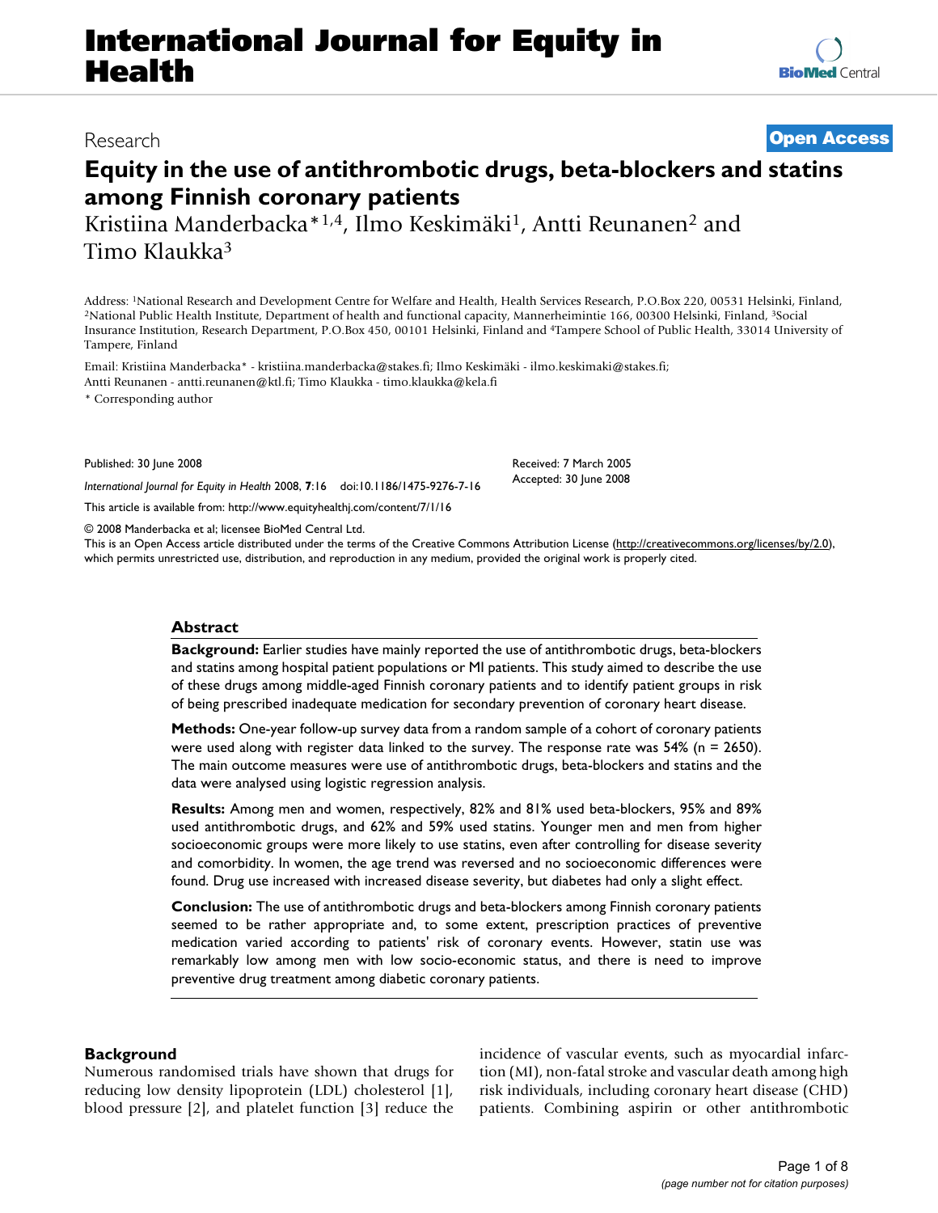# Equity in the use of antithrombotic drugs, beta-blockers and statins among Finnish coronary patients

Kristiina Manderbacka*[1,4], Ilmo Keskimäki[1], Antti Reunanen[2] and Timo Klaukka[3]

Address: [1]National Research and Development Centre for Welfare and Health, Health Services Research, P.O.Box 220, 00531 Helsinki, Finland, [2]National Public Health Institute, Department of health and functional capacity, Mannerheimintie 166, 00300 Helsinki, Finland, [3]Social Insurance Institution, Research Department, P.O.Box 450, 00101 Helsinki, Finland and [4]Tampere School of Public Health, 33014 University of Tampere, Finland

Email: Kristiina Manderbacka* - kristiina.manderbacka@stakes.fi; Ilmo Keskimäki - ilmo.keskimaki@stakes.fi; Antti Reunanen - antti.reunanen@ktl.fi; Timo Klaukka - timo.klaukka@kela.fi

* Corresponding author

Published: 30 June 2008

*International Journal for Equity in Health* 2008, **7**:16 doi:10.1186/1475-9276-7-16

Received: 7 March 2005

Accepted: 30 June 2008

This article is available from: http://www.equityhealthj.com/content/7/1/16

© 2008 Manderbacka et al; licensee BioMed Central Ltd.

This is an Open Access article distributed under the terms of the Creative Commons Attribution License (http://creativecommons.org/licenses/by/2.0), which permits unrestricted use, distribution, and reproduction in any medium, provided the original work is properly cited.

## Abstract

**Background:** Earlier studies have mainly reported the use of antithrombotic drugs, beta-blockers and statins among hospital patient populations or MI patients. This study aimed to describe the use of these drugs among middle-aged Finnish coronary patients and to identify patient groups in risk of being prescribed inadequate medication for secondary prevention of coronary heart disease.

**Methods:** One-year follow-up survey data from a random sample of a cohort of coronary patients were used along with register data linked to the survey. The response rate was 54% (n = 2650). The main outcome measures were use of antithrombotic drugs, beta-blockers and statins and the data were analysed using logistic regression analysis.

**Results:** Among men and women, respectively, 82% and 81% used beta-blockers, 95% and 89% used antithrombotic drugs, and 62% and 59% used statins. Younger men and men from higher socioeconomic groups were more likely to use statins, even after controlling for disease severity and comorbidity. In women, the age trend was reversed and no socioeconomic differences were found. Drug use increased with increased disease severity, but diabetes had only a slight effect.

**Conclusion:** The use of antithrombotic drugs and beta-blockers among Finnish coronary patients seemed to be rather appropriate and, to some extent, prescription practices of preventive medication varied according to patients' risk of coronary events. However, statin use was remarkably low among men with low socio-economic status, and there is need to improve preventive drug treatment among diabetic coronary patients.

## Background

Numerous randomised trials have shown that drugs for reducing low density lipoprotein (LDL) cholesterol [1], blood pressure [2], and platelet function [3] reduce the incidence of vascular events, such as myocardial infarction (MI), non-fatal stroke and vascular death among high risk individuals, including coronary heart disease (CHD) patients. Combining aspirin or other antithrombotic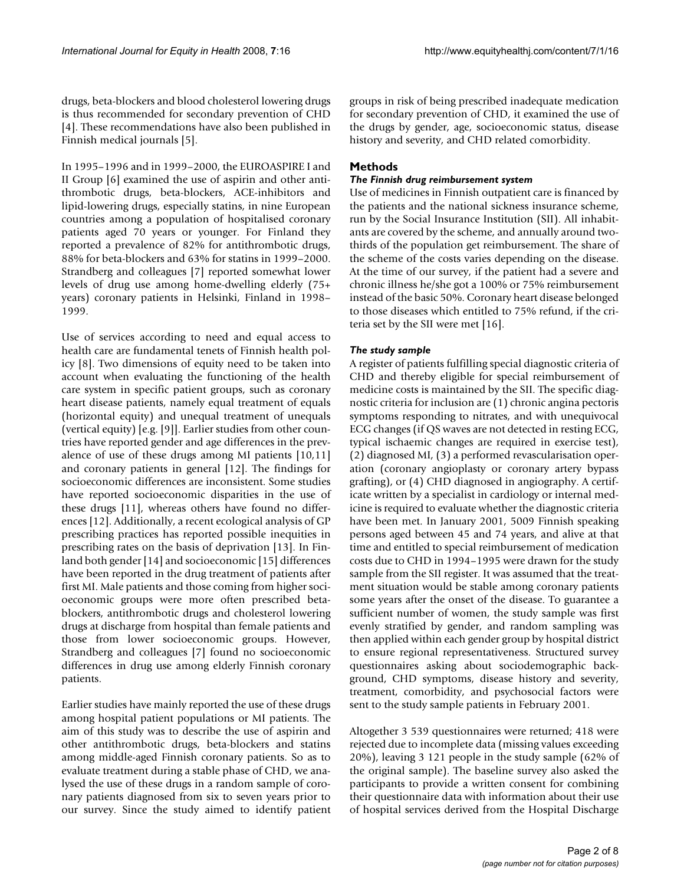drugs, beta-blockers and blood cholesterol lowering drugs is thus recommended for secondary prevention of CHD [4]. These recommendations have also been published in Finnish medical journals [5].

In 1995–1996 and in 1999–2000, the EUROASPIRE I and II Group [6] examined the use of aspirin and other antithrombotic drugs, beta-blockers, ACE-inhibitors and lipid-lowering drugs, especially statins, in nine European countries among a population of hospitalised coronary patients aged 70 years or younger. For Finland they reported a prevalence of 82% for antithrombotic drugs, 88% for beta-blockers and 63% for statins in 1999–2000. Strandberg and colleagues [7] reported somewhat lower levels of drug use among home-dwelling elderly (75+ years) coronary patients in Helsinki, Finland in 1998–1999.

Use of services according to need and equal access to health care are fundamental tenets of Finnish health policy [8]. Two dimensions of equity need to be taken into account when evaluating the functioning of the health care system in specific patient groups, such as coronary heart disease patients, namely equal treatment of equals (horizontal equity) and unequal treatment of unequals (vertical equity) [e.g. [9]]. Earlier studies from other countries have reported gender and age differences in the prevalence of use of these drugs among MI patients [10,11] and coronary patients in general [12]. The findings for socioeconomic differences are inconsistent. Some studies have reported socioeconomic disparities in the use of these drugs [11], whereas others have found no differences [12]. Additionally, a recent ecological analysis of GP prescribing practices has reported possible inequities in prescribing rates on the basis of deprivation [13]. In Finland both gender [14] and socioeconomic [15] differences have been reported in the drug treatment of patients after first MI. Male patients and those coming from higher socioeconomic groups were more often prescribed beta-blockers, antithrombotic drugs and cholesterol lowering drugs at discharge from hospital than female patients and those from lower socioeconomic groups. However, Strandberg and colleagues [7] found no socioeconomic differences in drug use among elderly Finnish coronary patients.

Earlier studies have mainly reported the use of these drugs among hospital patient populations or MI patients. The aim of this study was to describe the use of aspirin and other antithrombotic drugs, beta-blockers and statins among middle-aged Finnish coronary patients. So as to evaluate treatment during a stable phase of CHD, we analysed the use of these drugs in a random sample of coronary patients diagnosed from six to seven years prior to our survey. Since the study aimed to identify patient groups in risk of being prescribed inadequate medication for secondary prevention of CHD, it examined the use of the drugs by gender, age, socioeconomic status, disease history and severity, and CHD related comorbidity.

## Methods

### *The Finnish drug reimbursement system*

Use of medicines in Finnish outpatient care is financed by the patients and the national sickness insurance scheme, run by the Social Insurance Institution (SII). All inhabitants are covered by the scheme, and annually around two-thirds of the population get reimbursement. The share of the scheme of the costs varies depending on the disease. At the time of our survey, if the patient had a severe and chronic illness he/she got a 100% or 75% reimbursement instead of the basic 50%. Coronary heart disease belonged to those diseases which entitled to 75% refund, if the criteria set by the SII were met [16].

### *The study sample*

A register of patients fulfilling special diagnostic criteria of CHD and thereby eligible for special reimbursement of medicine costs is maintained by the SII. The specific diagnostic criteria for inclusion are (1) chronic angina pectoris symptoms responding to nitrates, and with unequivocal ECG changes (if QS waves are not detected in resting ECG, typical ischaemic changes are required in exercise test), (2) diagnosed MI, (3) a performed revascularisation operation (coronary angioplasty or coronary artery bypass grafting), or (4) CHD diagnosed in angiography. A certificate written by a specialist in cardiology or internal medicine is required to evaluate whether the diagnostic criteria have been met. In January 2001, 5009 Finnish speaking persons aged between 45 and 74 years, and alive at that time and entitled to special reimbursement of medication costs due to CHD in 1994–1995 were drawn for the study sample from the SII register. It was assumed that the treatment situation would be stable among coronary patients some years after the onset of the disease. To guarantee a sufficient number of women, the study sample was first evenly stratified by gender, and random sampling was then applied within each gender group by hospital district to ensure regional representativeness. Structured survey questionnaires asking about sociodemographic background, CHD symptoms, disease history and severity, treatment, comorbidity, and psychosocial factors were sent to the study sample patients in February 2001.

Altogether 3 539 questionnaires were returned; 418 were rejected due to incomplete data (missing values exceeding 20%), leaving 3 121 people in the study sample (62% of the original sample). The baseline survey also asked the participants to provide a written consent for combining their questionnaire data with information about their use of hospital services derived from the Hospital Discharge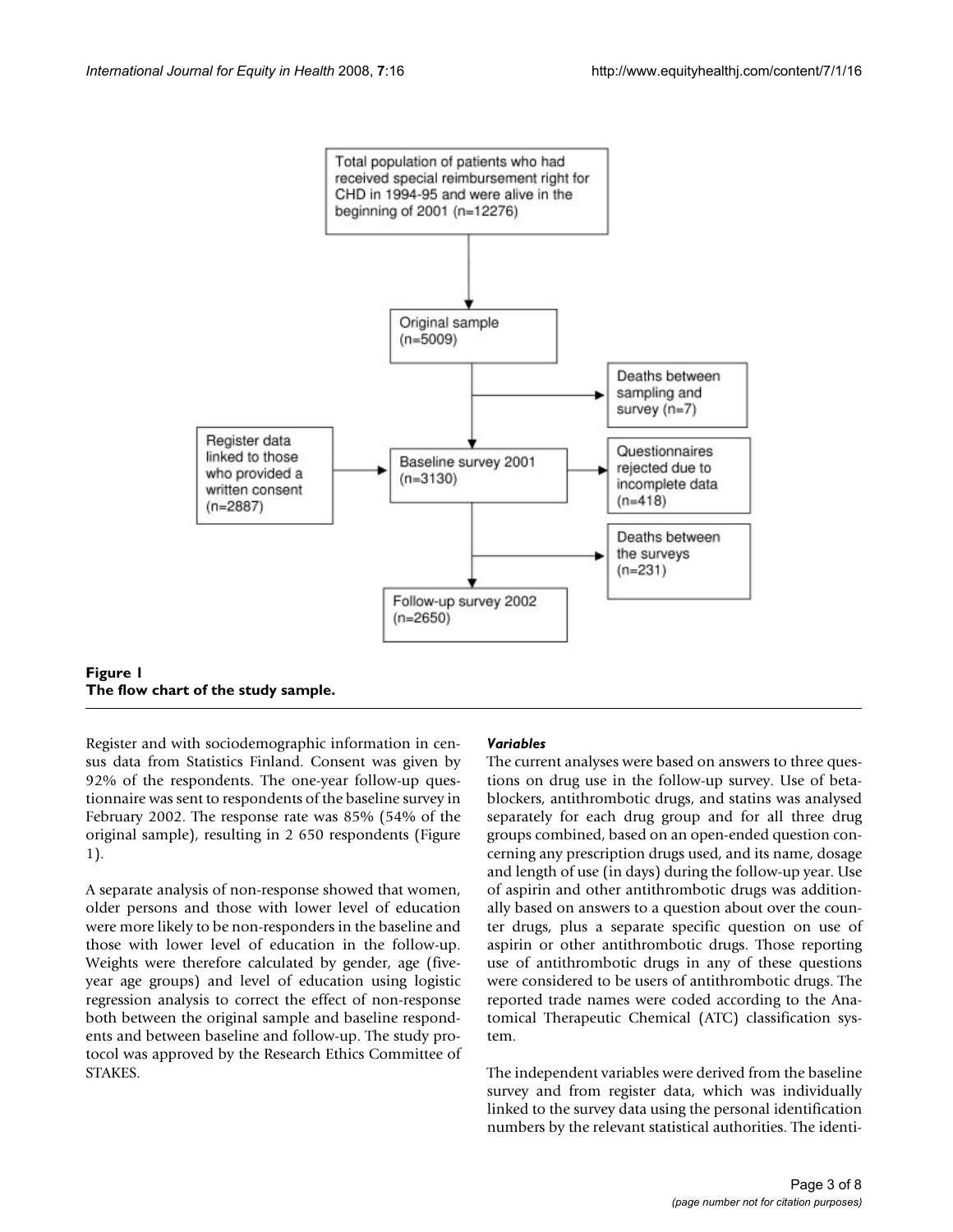Total population of patients who had received special reimbursement right for CHD in 1994-95 and were alive in the beginning of 2001 (n=12276)

Original sample (n=5009)

Deaths between sampling and survey (n=7)

Register data linked to those who provided a written consent (n=2887)

Baseline survey 2001 (n=3130)

Questionnaires rejected due to incomplete data (n=418)

Deaths between the surveys (n=231)

Follow-up survey 2002 (n=2650)

**Figure 1**
**The flow chart of the study sample.**

Register and with sociodemographic information in census data from Statistics Finland. Consent was given by 92% of the respondents. The one-year follow-up questionnaire was sent to respondents of the baseline survey in February 2002. The response rate was 85% (54% of the original sample), resulting in 2 650 respondents (Figure 1).

A separate analysis of non-response showed that women, older persons and those with lower level of education were more likely to be non-responders in the baseline and those with lower level of education in the follow-up. Weights were therefore calculated by gender, age (five-year age groups) and level of education using logistic regression analysis to correct the effect of non-response both between the original sample and baseline respondents and between baseline and follow-up. The study protocol was approved by the Research Ethics Committee of STAKES.

### *Variables*

The current analyses were based on answers to three questions on drug use in the follow-up survey. Use of beta-blockers, antithrombotic drugs, and statins was analysed separately for each drug group and for all three drug groups combined, based on an open-ended question concerning any prescription drugs used, and its name, dosage and length of use (in days) during the follow-up year. Use of aspirin and other antithrombotic drugs was additionally based on answers to a question about over the counter drugs, plus a separate specific question on use of aspirin or other antithrombotic drugs. Those reporting use of antithrombotic drugs in any of these questions were considered to be users of antithrombotic drugs. The reported trade names were coded according to the Anatomical Therapeutic Chemical (ATC) classification system.

The independent variables were derived from the baseline survey and from register data, which was individually linked to the survey data using the personal identification numbers by the relevant statistical authorities. The identi-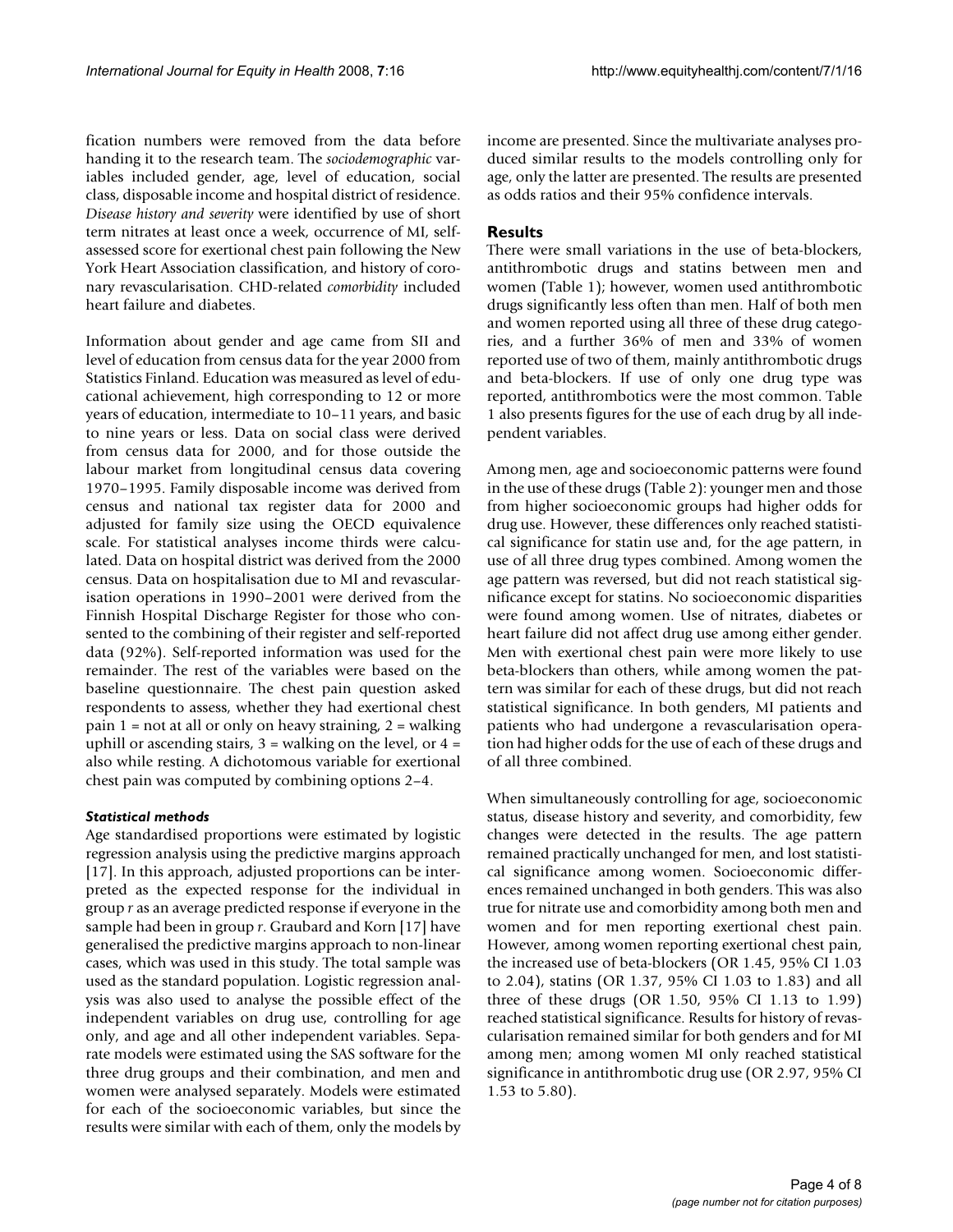fication numbers were removed from the data before handing it to the research team. The *sociodemographic* variables included gender, age, level of education, social class, disposable income and hospital district of residence. *Disease history and severity* were identified by use of short term nitrates at least once a week, occurrence of MI, self-assessed score for exertional chest pain following the New York Heart Association classification, and history of coronary revascularisation. CHD-related *comorbidity* included heart failure and diabetes.

Information about gender and age came from SII and level of education from census data for the year 2000 from Statistics Finland. Education was measured as level of educational achievement, high corresponding to 12 or more years of education, intermediate to 10–11 years, and basic to nine years or less. Data on social class were derived from census data for 2000, and for those outside the labour market from longitudinal census data covering 1970–1995. Family disposable income was derived from census and national tax register data for 2000 and adjusted for family size using the OECD equivalence scale. For statistical analyses income thirds were calculated. Data on hospital district was derived from the 2000 census. Data on hospitalisation due to MI and revascularisation operations in 1990–2001 were derived from the Finnish Hospital Discharge Register for those who consented to the combining of their register and self-reported data (92%). Self-reported information was used for the remainder. The rest of the variables were based on the baseline questionnaire. The chest pain question asked respondents to assess, whether they had exertional chest pain 1 = not at all or only on heavy straining, 2 = walking uphill or ascending stairs, 3 = walking on the level, or 4 = also while resting. A dichotomous variable for exertional chest pain was computed by combining options 2–4.

### *Statistical methods*

Age standardised proportions were estimated by logistic regression analysis using the predictive margins approach [17]. In this approach, adjusted proportions can be interpreted as the expected response for the individual in group *r* as an average predicted response if everyone in the sample had been in group *r*. Graubard and Korn [17] have generalised the predictive margins approach to non-linear cases, which was used in this study. The total sample was used as the standard population. Logistic regression analysis was also used to analyse the possible effect of the independent variables on drug use, controlling for age only, and age and all other independent variables. Separate models were estimated using the SAS software for the three drug groups and their combination, and men and women were analysed separately. Models were estimated for each of the socioeconomic variables, but since the results were similar with each of them, only the models by income are presented. Since the multivariate analyses produced similar results to the models controlling only for age, only the latter are presented. The results are presented as odds ratios and their 95% confidence intervals.

## Results

There were small variations in the use of beta-blockers, antithrombotic drugs and statins between men and women (Table 1); however, women used antithrombotic drugs significantly less often than men. Half of both men and women reported using all three of these drug categories, and a further 36% of men and 33% of women reported use of two of them, mainly antithrombotic drugs and beta-blockers. If use of only one drug type was reported, antithrombotics were the most common. Table 1 also presents figures for the use of each drug by all independent variables.

Among men, age and socioeconomic patterns were found in the use of these drugs (Table 2): younger men and those from higher socioeconomic groups had higher odds for drug use. However, these differences only reached statistical significance for statin use and, for the age pattern, in use of all three drug types combined. Among women the age pattern was reversed, but did not reach statistical significance except for statins. No socioeconomic disparities were found among women. Use of nitrates, diabetes or heart failure did not affect drug use among either gender. Men with exertional chest pain were more likely to use beta-blockers than others, while among women the pattern was similar for each of these drugs, but did not reach statistical significance. In both genders, MI patients and patients who had undergone a revascularisation operation had higher odds for the use of each of these drugs and of all three combined.

When simultaneously controlling for age, socioeconomic status, disease history and severity, and comorbidity, few changes were detected in the results. The age pattern remained practically unchanged for men, and lost statistical significance among women. Socioeconomic differences remained unchanged in both genders. This was also true for nitrate use and comorbidity among both men and women and for men reporting exertional chest pain. However, among women reporting exertional chest pain, the increased use of beta-blockers (OR 1.45, 95% CI 1.03 to 2.04), statins (OR 1.37, 95% CI 1.03 to 1.83) and all three of these drugs (OR 1.50, 95% CI 1.13 to 1.99) reached statistical significance. Results for history of revascularisation remained similar for both genders and for MI among men; among women MI only reached statistical significance in antithrombotic drug use (OR 2.97, 95% CI 1.53 to 5.80).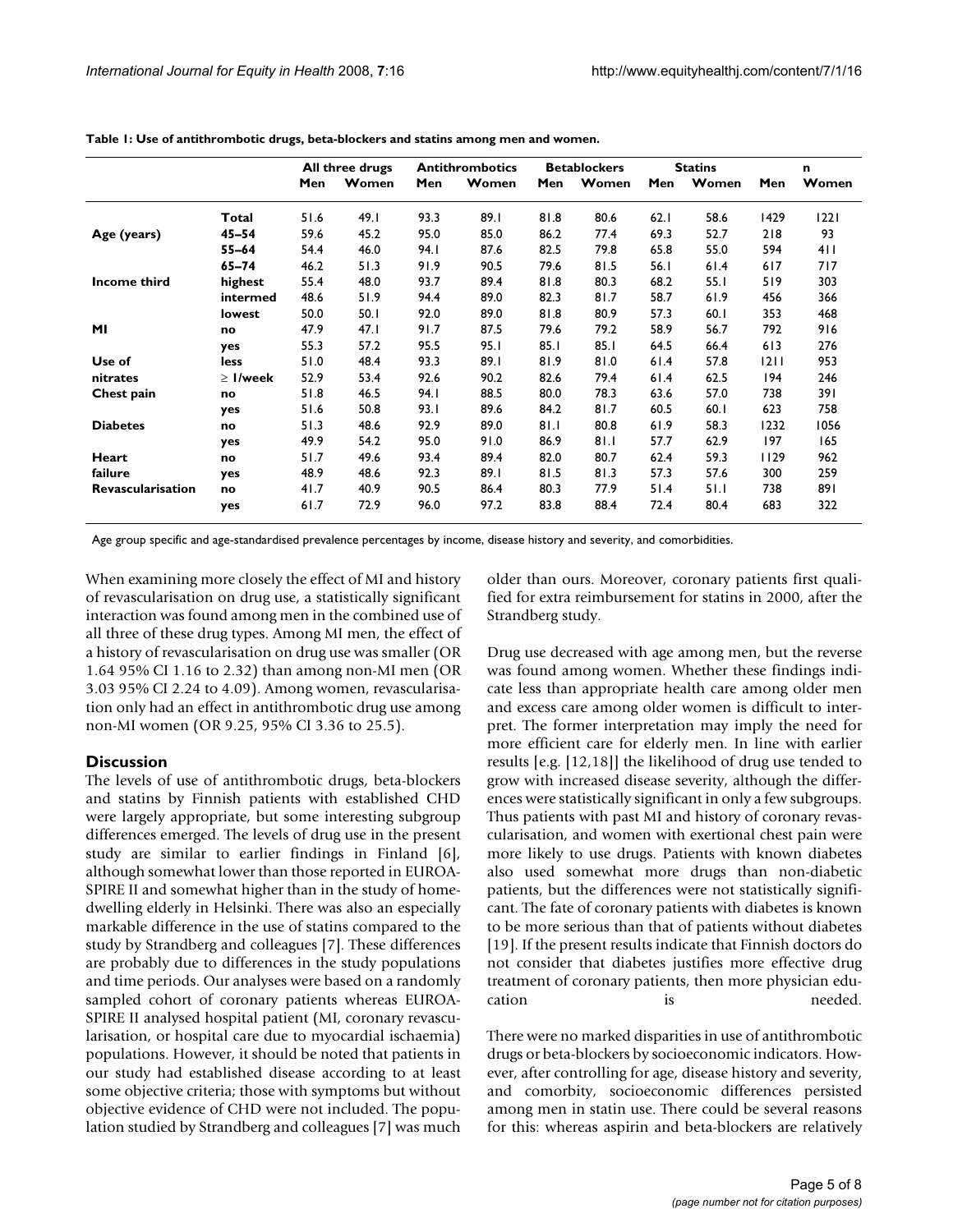**Table 1: Use of antithrombotic drugs, beta-blockers and statins among men and women.**

| | | All three drugs | | Antithrombotics | | Betablockers | | Statins | | n | |
|---|---|---|---|---|---|---|---|---|---|---|---|
| | | Men | Women | Men | Women | Men | Women | Men | Women | Men | Women |
| | **Total** | 51.6 | 49.1 | 93.3 | 89.1 | 81.8 | 80.6 | 62.1 | 58.6 | 1429 | 1221 |
| **Age (years)** | **45–54** | 59.6 | 45.2 | 95.0 | 85.0 | 86.2 | 77.4 | 69.3 | 52.7 | 218 | 93 |
| | **55–64** | 54.4 | 46.0 | 94.1 | 87.6 | 82.5 | 79.8 | 65.8 | 55.0 | 594 | 411 |
| | **65–74** | 46.2 | 51.3 | 91.9 | 90.5 | 79.6 | 81.5 | 56.1 | 61.4 | 617 | 717 |
| **Income third** | **highest** | 55.4 | 48.0 | 93.7 | 89.4 | 81.8 | 80.3 | 68.2 | 55.1 | 519 | 303 |
| | **intermed** | 48.6 | 51.9 | 94.4 | 89.0 | 82.3 | 81.7 | 58.7 | 61.9 | 456 | 366 |
| | **lowest** | 50.0 | 50.1 | 92.0 | 89.0 | 81.8 | 80.9 | 57.3 | 60.1 | 353 | 468 |
| **MI** | **no** | 47.9 | 47.1 | 91.7 | 87.5 | 79.6 | 79.2 | 58.9 | 56.7 | 792 | 916 |
| | **yes** | 55.3 | 57.2 | 95.5 | 95.1 | 85.1 | 85.1 | 64.5 | 66.4 | 613 | 276 |
| **Use of nitrates** | **less** | 51.0 | 48.4 | 93.3 | 89.1 | 81.9 | 81.0 | 61.4 | 57.8 | 1211 | 953 |
| | **≥ 1/week** | 52.9 | 53.4 | 92.6 | 90.2 | 82.6 | 79.4 | 61.4 | 62.5 | 194 | 246 |
| **Chest pain** | **no** | 51.8 | 46.5 | 94.1 | 88.5 | 80.0 | 78.3 | 63.6 | 57.0 | 738 | 391 |
| | **yes** | 51.6 | 50.8 | 93.1 | 89.6 | 84.2 | 81.7 | 60.5 | 60.1 | 623 | 758 |
| **Diabetes** | **no** | 51.3 | 48.6 | 92.9 | 89.0 | 81.1 | 80.8 | 61.9 | 58.3 | 1232 | 1056 |
| | **yes** | 49.9 | 54.2 | 95.0 | 91.0 | 86.9 | 81.1 | 57.7 | 62.9 | 197 | 165 |
| **Heart failure** | **no** | 51.7 | 49.6 | 93.4 | 89.4 | 82.0 | 80.7 | 62.4 | 59.3 | 1129 | 962 |
| | **yes** | 48.9 | 48.6 | 92.3 | 89.1 | 81.5 | 81.3 | 57.3 | 57.6 | 300 | 259 |
| **Revascularisation** | **no** | 41.7 | 40.9 | 90.5 | 86.4 | 80.3 | 77.9 | 51.4 | 51.1 | 738 | 891 |
| | **yes** | 61.7 | 72.9 | 96.0 | 97.2 | 83.8 | 88.4 | 72.4 | 80.4 | 683 | 322 |

Age group specific and age-standardised prevalence percentages by income, disease history and severity, and comorbidities.

When examining more closely the effect of MI and history of revascularisation on drug use, a statistically significant interaction was found among men in the combined use of all three of these drug types. Among MI men, the effect of a history of revascularisation on drug use was smaller (OR 1.64 95% CI 1.16 to 2.32) than among non-MI men (OR 3.03 95% CI 2.24 to 4.09). Among women, revascularisation only had an effect in antithrombotic drug use among non-MI women (OR 9.25, 95% CI 3.36 to 25.5).

## Discussion

The levels of use of antithrombotic drugs, beta-blockers and statins by Finnish patients with established CHD were largely appropriate, but some interesting subgroup differences emerged. The levels of drug use in the present study are similar to earlier findings in Finland [6], although somewhat lower than those reported in EUROA-SPIRE II and somewhat higher than in the study of home-dwelling elderly in Helsinki. There was also an especially markable difference in the use of statins compared to the study by Strandberg and colleagues [7]. These differences are probably due to differences in the study populations and time periods. Our analyses were based on a randomly sampled cohort of coronary patients whereas EUROA-SPIRE II analysed hospital patient (MI, coronary revascularisation, or hospital care due to myocardial ischaemia) populations. However, it should be noted that patients in our study had established disease according to at least some objective criteria; those with symptoms but without objective evidence of CHD were not included. The population studied by Strandberg and colleagues [7] was much older than ours. Moreover, coronary patients first qualified for extra reimbursement for statins in 2000, after the Strandberg study.

Drug use decreased with age among men, but the reverse was found among women. Whether these findings indicate less than appropriate health care among older men and excess care among older women is difficult to interpret. The former interpretation may imply the need for more efficient care for elderly men. In line with earlier results [e.g. [12,18]] the likelihood of drug use tended to grow with increased disease severity, although the differences were statistically significant in only a few subgroups. Thus patients with past MI and history of coronary revascularisation, and women with exertional chest pain were more likely to use drugs. Patients with known diabetes also used somewhat more drugs than non-diabetic patients, but the differences were not statistically significant. The fate of coronary patients with diabetes is known to be more serious than that of patients without diabetes [19]. If the present results indicate that Finnish doctors do not consider that diabetes justifies more effective drug treatment of coronary patients, then more physician education is needed.

There were no marked disparities in use of antithrombotic drugs or beta-blockers by socioeconomic indicators. However, after controlling for age, disease history and severity, and comorbity, socioeconomic differences persisted among men in statin use. There could be several reasons for this: whereas aspirin and beta-blockers are relatively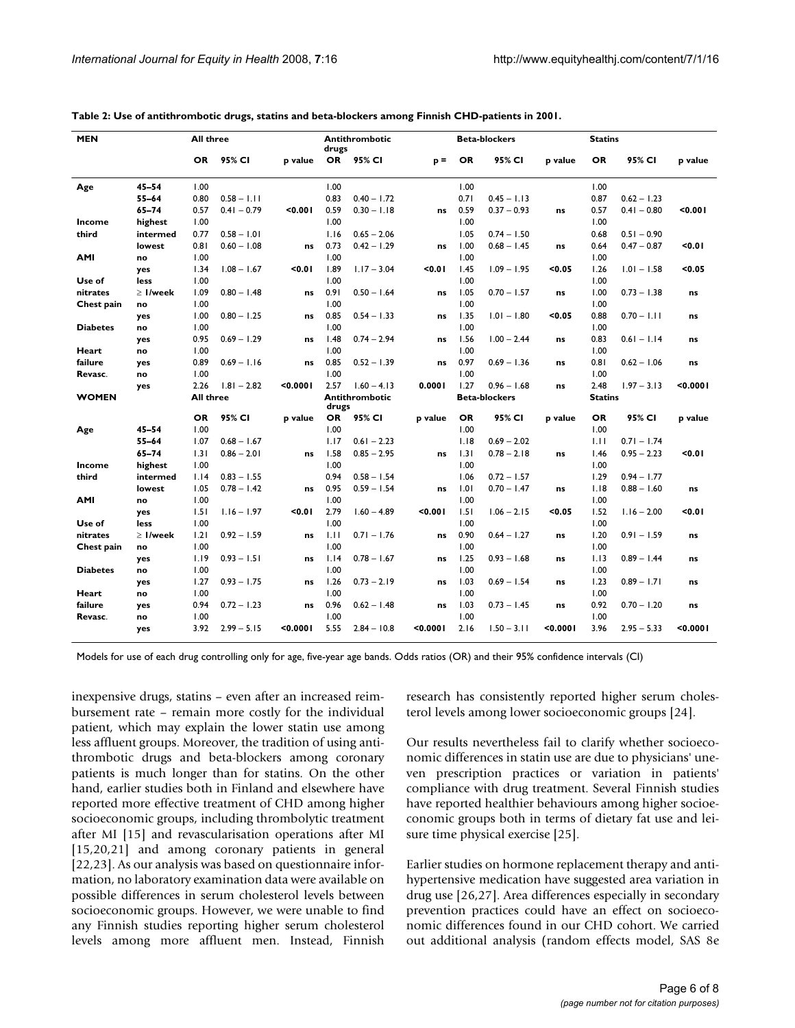**Table 2: Use of antithrombotic drugs, statins and beta-blockers among Finnish CHD-patients in 2001.**

| MEN | | All three | | | Antithrombotic drugs | | | Beta-blockers | | | Statins | | |
|---|---|---|---|---|---|---|---|---|---|---|---|---|---|
| | | OR | 95% CI | p value | OR | 95% CI | p = | OR | 95% CI | p value | OR | 95% CI | p value |
| Age | 45–54 | 1.00 | | | 1.00 | | | 1.00 | | | 1.00 | | |
| | 55–64 | 0.80 | 0.58 – 1.11 | | 0.83 | 0.40 – 1.72 | | 0.71 | 0.45 – 1.13 | | 0.87 | 0.62 – 1.23 | |
| | 65–74 | 0.57 | 0.41 – 0.79 | <0.001 | 0.59 | 0.30 – 1.18 | ns | 0.59 | 0.37 – 0.93 | ns | 0.57 | 0.41 – 0.80 | <0.001 |
| Income | highest | 1.00 | | | 1.00 | | | 1.00 | | | 1.00 | | |
| third | intermed | 0.77 | 0.58 – 1.01 | | 1.16 | 0.65 – 2.06 | | 1.05 | 0.74 – 1.50 | | 0.68 | 0.51 – 0.90 | |
| | lowest | 0.81 | 0.60 – 1.08 | ns | 0.73 | 0.42 – 1.29 | ns | 1.00 | 0.68 – 1.45 | ns | 0.64 | 0.47 – 0.87 | <0.01 |
| AMI | no | 1.00 | | | 1.00 | | | 1.00 | | | 1.00 | | |
| | yes | 1.34 | 1.08 – 1.67 | <0.01 | 1.89 | 1.17 – 3.04 | <0.01 | 1.45 | 1.09 – 1.95 | <0.05 | 1.26 | 1.01 – 1.58 | <0.05 |
| Use of | less | 1.00 | | | 1.00 | | | 1.00 | | | 1.00 | | |
| nitrates | ≥ 1/week | 1.09 | 0.80 – 1.48 | ns | 0.91 | 0.50 – 1.64 | ns | 1.05 | 0.70 – 1.57 | ns | 1.00 | 0.73 – 1.38 | ns |
| Chest pain | no | 1.00 | | | 1.00 | | | 1.00 | | | 1.00 | | |
| | yes | 1.00 | 0.80 – 1.25 | ns | 0.85 | 0.54 – 1.33 | ns | 1.35 | 1.01 – 1.80 | <0.05 | 0.88 | 0.70 – 1.11 | ns |
| Diabetes | no | 1.00 | | | 1.00 | | | 1.00 | | | 1.00 | | |
| | yes | 0.95 | 0.69 – 1.29 | ns | 1.48 | 0.74 – 2.94 | ns | 1.56 | 1.00 – 2.44 | ns | 0.83 | 0.61 – 1.14 | ns |
| Heart | no | 1.00 | | | 1.00 | | | 1.00 | | | 1.00 | | |
| failure | yes | 0.89 | 0.69 – 1.16 | ns | 0.85 | 0.52 – 1.39 | ns | 0.97 | 0.69 – 1.36 | ns | 0.81 | 0.62 – 1.06 | ns |
| Revasc. | no | 1.00 | | | 1.00 | | | 1.00 | | | 1.00 | | |
| | yes | 2.26 | 1.81 – 2.82 | <0.0001 | 2.57 | 1.60 – 4.13 | 0.0001 | 1.27 | 0.96 – 1.68 | ns | 2.48 | 1.97 – 3.13 | <0.0001 |
| **WOMEN** | | **All three** | | | **Antithrombotic drugs** | | | **Beta-blockers** | | | **Statins** | | |
| | | OR | 95% CI | p value | OR | 95% CI | p value | OR | 95% CI | p value | OR | 95% CI | p value |
| Age | 45–54 | 1.00 | | | 1.00 | | | 1.00 | | | 1.00 | | |
| | 55–64 | 1.07 | 0.68 – 1.67 | | 1.17 | 0.61 – 2.23 | | 1.18 | 0.69 – 2.02 | | 1.11 | 0.71 – 1.74 | |
| | 65–74 | 1.31 | 0.86 – 2.01 | ns | 1.58 | 0.85 – 2.95 | ns | 1.31 | 0.78 – 2.18 | ns | 1.46 | 0.95 – 2.23 | <0.01 |
| Income | highest | 1.00 | | | 1.00 | | | 1.00 | | | 1.00 | | |
| third | intermed | 1.14 | 0.83 – 1.55 | | 0.94 | 0.58 – 1.54 | | 1.06 | 0.72 – 1.57 | | 1.29 | 0.94 – 1.77 | |
| | lowest | 1.05 | 0.78 – 1.42 | ns | 0.95 | 0.59 – 1.54 | ns | 1.01 | 0.70 – 1.47 | ns | 1.18 | 0.88 – 1.60 | ns |
| AMI | no | 1.00 | | | 1.00 | | | 1.00 | | | 1.00 | | |
| | yes | 1.51 | 1.16 – 1.97 | <0.01 | 2.79 | 1.60 – 4.89 | <0.001 | 1.51 | 1.06 – 2.15 | <0.05 | 1.52 | 1.16 – 2.00 | <0.01 |
| Use of | less | 1.00 | | | 1.00 | | | 1.00 | | | 1.00 | | |
| nitrates | ≥ 1/week | 1.21 | 0.92 – 1.59 | ns | 1.11 | 0.71 – 1.76 | ns | 0.90 | 0.64 – 1.27 | ns | 1.20 | 0.91 – 1.59 | ns |
| Chest pain | no | 1.00 | | | 1.00 | | | 1.00 | | | 1.00 | | |
| | yes | 1.19 | 0.93 – 1.51 | ns | 1.14 | 0.78 – 1.67 | ns | 1.25 | 0.93 – 1.68 | ns | 1.13 | 0.89 – 1.44 | ns |
| Diabetes | no | 1.00 | | | 1.00 | | | 1.00 | | | 1.00 | | |
| | yes | 1.27 | 0.93 – 1.75 | ns | 1.26 | 0.73 – 2.19 | ns | 1.03 | 0.69 – 1.54 | ns | 1.23 | 0.89 – 1.71 | ns |
| Heart | no | 1.00 | | | 1.00 | | | 1.00 | | | 1.00 | | |
| failure | yes | 0.94 | 0.72 – 1.23 | ns | 0.96 | 0.62 – 1.48 | ns | 1.03 | 0.73 – 1.45 | ns | 0.92 | 0.70 – 1.20 | ns |
| Revasc. | no | 1.00 | | | 1.00 | | | 1.00 | | | 1.00 | | |
| | yes | 3.92 | 2.99 – 5.15 | <0.0001 | 5.55 | 2.84 – 10.8 | <0.0001 | 2.16 | 1.50 – 3.11 | <0.0001 | 3.96 | 2.95 – 5.33 | <0.0001 |

Models for use of each drug controlling only for age, five-year age bands. Odds ratios (OR) and their 95% confidence intervals (CI)

inexpensive drugs, statins – even after an increased reimbursement rate – remain more costly for the individual patient, which may explain the lower statin use among less affluent groups. Moreover, the tradition of using antithrombotic drugs and beta-blockers among coronary patients is much longer than for statins. On the other hand, earlier studies both in Finland and elsewhere have reported more effective treatment of CHD among higher socioeconomic groups, including thrombolytic treatment after MI [15] and revascularisation operations after MI [15,20,21] and among coronary patients in general [22,23]. As our analysis was based on questionnaire information, no laboratory examination data were available on possible differences in serum cholesterol levels between socioeconomic groups. However, we were unable to find any Finnish studies reporting higher serum cholesterol levels among more affluent men. Instead, Finnish research has consistently reported higher serum cholesterol levels among lower socioeconomic groups [24].

Our results nevertheless fail to clarify whether socioeconomic differences in statin use are due to physicians' uneven prescription practices or variation in patients' compliance with drug treatment. Several Finnish studies have reported healthier behaviours among higher socioeconomic groups both in terms of dietary fat use and leisure time physical exercise [25].

Earlier studies on hormone replacement therapy and antihypertensive medication have suggested area variation in drug use [26,27]. Area differences especially in secondary prevention practices could have an effect on socioeconomic differences found in our CHD cohort. We carried out additional analysis (random effects model, SAS 8e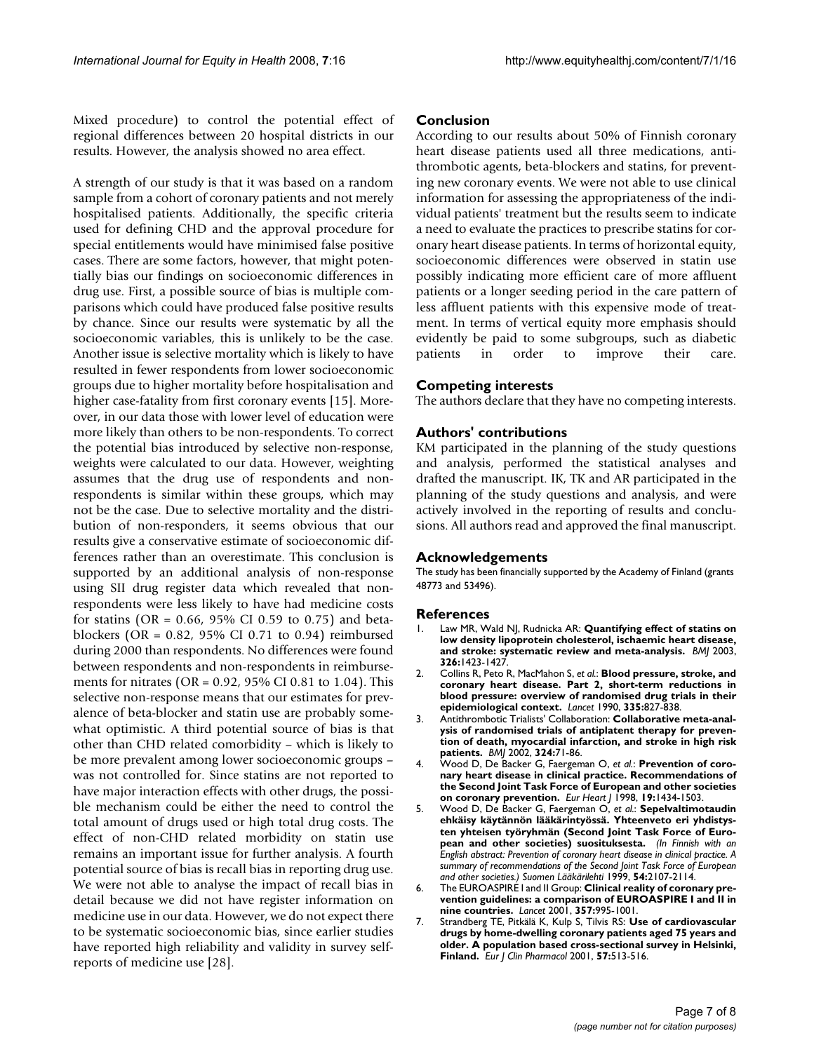Mixed procedure) to control the potential effect of regional differences between 20 hospital districts in our results. However, the analysis showed no area effect.

A strength of our study is that it was based on a random sample from a cohort of coronary patients and not merely hospitalised patients. Additionally, the specific criteria used for defining CHD and the approval procedure for special entitlements would have minimised false positive cases. There are some factors, however, that might potentially bias our findings on socioeconomic differences in drug use. First, a possible source of bias is multiple comparisons which could have produced false positive results by chance. Since our results were systematic by all the socioeconomic variables, this is unlikely to be the case. Another issue is selective mortality which is likely to have resulted in fewer respondents from lower socioeconomic groups due to higher mortality before hospitalisation and higher case-fatality from first coronary events [15]. Moreover, in our data those with lower level of education were more likely than others to be non-respondents. To correct the potential bias introduced by selective non-response, weights were calculated to our data. However, weighting assumes that the drug use of respondents and non-respondents is similar within these groups, which may not be the case. Due to selective mortality and the distribution of non-responders, it seems obvious that our results give a conservative estimate of socioeconomic differences rather than an overestimate. This conclusion is supported by an additional analysis of non-response using SII drug register data which revealed that non-respondents were less likely to have had medicine costs for statins (OR = 0.66, 95% CI 0.59 to 0.75) and beta-blockers (OR = 0.82, 95% CI 0.71 to 0.94) reimbursed during 2000 than respondents. No differences were found between respondents and non-respondents in reimbursements for nitrates (OR = 0.92, 95% CI 0.81 to 1.04). This selective non-response means that our estimates for prevalence of beta-blocker and statin use are probably somewhat optimistic. A third potential source of bias is that other than CHD related comorbidity – which is likely to be more prevalent among lower socioeconomic groups – was not controlled for. Since statins are not reported to have major interaction effects with other drugs, the possible mechanism could be either the need to control the total amount of drugs used or high total drug costs. The effect of non-CHD related morbidity on statin use remains an important issue for further analysis. A fourth potential source of bias is recall bias in reporting drug use. We were not able to analyse the impact of recall bias in detail because we did not have register information on medicine use in our data. However, we do not expect there to be systematic socioeconomic bias, since earlier studies have reported high reliability and validity in survey self-reports of medicine use [28].

## Conclusion

According to our results about 50% of Finnish coronary heart disease patients used all three medications, antithrombotic agents, beta-blockers and statins, for preventing new coronary events. We were not able to use clinical information for assessing the appropriateness of the individual patients' treatment but the results seem to indicate a need to evaluate the practices to prescribe statins for coronary heart disease patients. In terms of horizontal equity, socioeconomic differences were observed in statin use possibly indicating more efficient care of more affluent patients or a longer seeding period in the care pattern of less affluent patients with this expensive mode of treatment. In terms of vertical equity more emphasis should evidently be paid to some subgroups, such as diabetic patients in order to improve their care.

## Competing interests

The authors declare that they have no competing interests.

## Authors' contributions

KM participated in the planning of the study questions and analysis, performed the statistical analyses and drafted the manuscript. IK, TK and AR participated in the planning of the study questions and analysis, and were actively involved in the reporting of results and conclusions. All authors read and approved the final manuscript.

## Acknowledgements

The study has been financially supported by the Academy of Finland (grants 48773 and 53496).

## References

1. Law MR, Wald NJ, Rudnicka AR: **Quantifying effect of statins on low density lipoprotein cholesterol, ischaemic heart disease, and stroke: systematic review and meta-analysis.** *BMJ* 2003, **326:**1423-1427.
2. Collins R, Peto R, MacMahon S, *et al.*: **Blood pressure, stroke, and coronary heart disease. Part 2, short-term reductions in blood pressure: overview of randomised drug trials in their epidemiological context.** *Lancet* 1990, **335:**827-838.
3. Antithrombotic Trialists' Collaboration: **Collaborative meta-analysis of randomised trials of antiplatelet therapy for prevention of death, myocardial infarction, and stroke in high risk patients.** *BMJ* 2002, **324:**71-86.
4. Wood D, De Backer G, Faergeman O, *et al.*: **Prevention of coronary heart disease in clinical practice. Recommendations of the Second Joint Task Force of European and other societies on coronary prevention.** *Eur Heart J* 1998, **19:**1434-1503.
5. Wood D, De Backer G, Faergeman O, *et al.*: **Sepelvaltimotaudin ehkäisy käytännön lääkärintyössä. Yhteenveto eri yhdistysten yhteisen työryhmän (Second Joint Task Force of European and other societies) suosituksesta.** *(In Finnish with an English abstract: Prevention of coronary heart disease in clinical practice. A summary of recommendations of the Second Joint Task Force of European and other societies.) Suomen Lääkärilehti* 1999, **54:**2107-2114.
6. The EUROASPIRE I and II Group: **Clinical reality of coronary prevention guidelines: a comparison of EUROASPIRE I and II in nine countries.** *Lancet* 2001, **357:**995-1001.
7. Strandberg TE, Pitkälä K, Kulp S, Tilvis RS: **Use of cardiovascular drugs by home-dwelling coronary patients aged 75 years and older. A population based cross-sectional survey in Helsinki, Finland.** *Eur J Clin Pharmacol* 2001, **57:**513-516.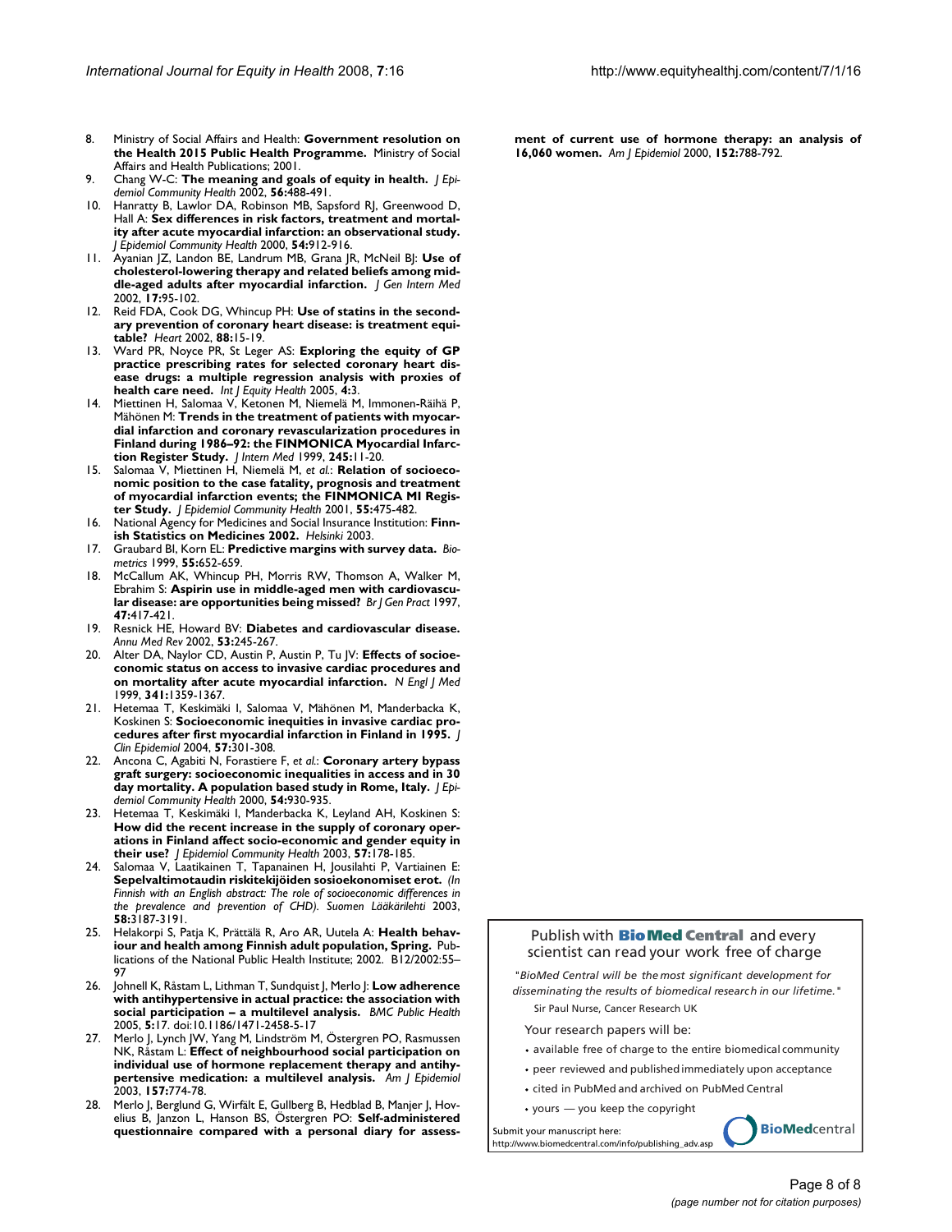8. Ministry of Social Affairs and Health: **Government resolution on the Health 2015 Public Health Programme.** Ministry of Social Affairs and Health Publications; 2001.
9. Chang W-C: **The meaning and goals of equity in health.** *J Epidemiol Community Health* 2002, **56:**488-491.
10. Hanratty B, Lawlor DA, Robinson MB, Sapsford RJ, Greenwood D, Hall A: **Sex differences in risk factors, treatment and mortality after acute myocardial infarction: an observational study.** *J Epidemiol Community Health* 2000, **54:**912-916.
11. Ayanian JZ, Landon BE, Landrum MB, Grana JR, McNeil BJ: **Use of cholesterol-lowering therapy and related beliefs among middle-aged adults after myocardial infarction.** *J Gen Intern Med* 2002, **17:**95-102.
12. Reid FDA, Cook DG, Whincup PH: **Use of statins in the secondary prevention of coronary heart disease: is treatment equitable?** *Heart* 2002, **88:**15-19.
13. Ward PR, Noyce PR, St Leger AS: **Exploring the equity of GP practice prescribing rates for selected coronary heart disease drugs: a multiple regression analysis with proxies of health care need.** *Int J Equity Health* 2005, **4:**3.
14. Miettinen H, Salomaa V, Ketonen M, Niemelä M, Immonen-Räihä P, Mähönen M: **Trends in the treatment of patients with myocardial infarction and coronary revascularization procedures in Finland during 1986–92: the FINMONICA Myocardial Infarction Register Study.** *J Intern Med* 1999, **245:**11-20.
15. Salomaa V, Miettinen H, Niemelä M, *et al.*: **Relation of socioeconomic position to the case fatality, prognosis and treatment of myocardial infarction events; the FINMONICA MI Register Study.** *J Epidemiol Community Health* 2001, **55:**475-482.
16. National Agency for Medicines and Social Insurance Institution: **Finnish Statistics on Medicines 2002.** *Helsinki* 2003.
17. Graubard BI, Korn EL: **Predictive margins with survey data.** *Biometrics* 1999, **55:**652-659.
18. McCallum AK, Whincup PH, Morris RW, Thomson A, Walker M, Ebrahim S: **Aspirin use in middle-aged men with cardiovascular disease: are opportunities being missed?** *Br J Gen Pract* 1997, **47:**417-421.
19. Resnick HE, Howard BV: **Diabetes and cardiovascular disease.** *Annu Med Rev* 2002, **53:**245-267.
20. Alter DA, Naylor CD, Austin P, Austin P, Tu JV: **Effects of socioeconomic status on access to invasive cardiac procedures and on mortality after acute myocardial infarction.** *N Engl J Med* 1999, **341:**1359-1367.
21. Hetemaa T, Keskimäki I, Salomaa V, Mähönen M, Manderbacka K, Koskinen S: **Socioeconomic inequities in invasive cardiac procedures after first myocardial infarction in Finland in 1995.** *J Clin Epidemiol* 2004, **57:**301-308.
22. Ancona C, Agabiti N, Forastiere F, *et al.*: **Coronary artery bypass graft surgery: socioeconomic inequalities in access and in 30 day mortality. A population based study in Rome, Italy.** *J Epidemiol Community Health* 2000, **54:**930-935.
23. Hetemaa T, Keskimäki I, Manderbacka K, Leyland AH, Koskinen S: **How did the recent increase in the supply of coronary operations in Finland affect socio-economic and gender equity in their use?** *J Epidemiol Community Health* 2003, **57:**178-185.
24. Salomaa V, Laatikainen T, Tapanainen H, Jousilahti P, Vartiainen E: **Sepelvaltimotaudin riskitekijöiden sosioekonomiset erot.** *(In Finnish with an English abstract: The role of socioeconomic differences in the prevalence and prevention of CHD). Suomen Lääkärilehti* 2003, **58:**3187-3191.
25. Helakorpi S, Patja K, Prättälä R, Aro AR, Uutela A: **Health behaviour and health among Finnish adult population, Spring.** Publications of the National Public Health Institute; 2002. B12/2002:55–97
26. Johnell K, Råstam L, Lithman T, Sundquist J, Merlo J: **Low adherence with antihypertensive in actual practice: the association with social participation – a multilevel analysis.** *BMC Public Health* 2005, **5:**17. doi:10.1186/1471-2458-5-17
27. Merlo J, Lynch JW, Yang M, Lindström M, Östergren PO, Rasmussen NK, Råstam L: **Effect of neighbourhood social participation on individual use of hormone replacement therapy and antihypertensive medication: a multilevel analysis.** *Am J Epidemiol* 2003, **157:**774-78.
28. Merlo J, Berglund G, Wirfält E, Gullberg B, Hedblad B, Manjer J, Hovelius B, Janzon L, Hanson BS, Östergren PO: **Self-administered questionnaire compared with a personal diary for assessment of current use of hormone therapy: an analysis of 16,060 women.** *Am J Epidemiol* 2000, **152:**788-792.

Publish with **BioMed Central** and every scientist can read your work free of charge

*"BioMed Central will be the most significant development for disseminating the results of biomedical research in our lifetime."*
Sir Paul Nurse, Cancer Research UK

Your research papers will be:

- available free of charge to the entire biomedical community
- peer reviewed and published immediately upon acceptance
- cited in PubMed and archived on PubMed Central
- yours — you keep the copyright

Submit your manuscript here:
http://www.biomedcentral.com/info/publishing_adv.asp

**BioMed**central